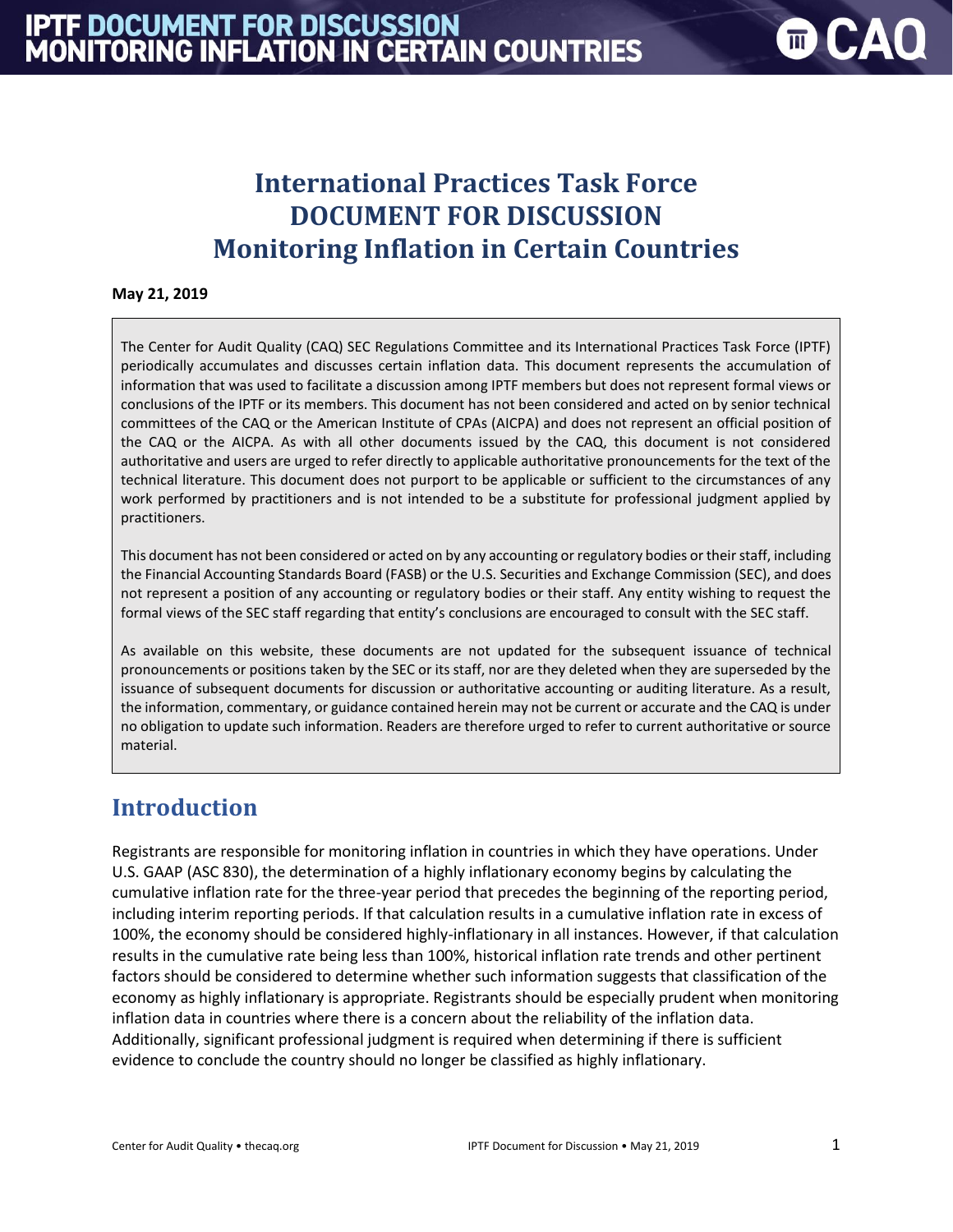# International Practices Task Force DOCUMENT FOR DISCUSSION Monitoring Inflation in Certain Countries

**May 21, 2019**

The Center for Audit Quality (CAQ) SEC Regulations Committee and its International Practices Task Force (IPTF) periodically accumulates and discusses certain inflation data. This document represents the accumulation of information that was used to facilitate a discussion among IPTF members but does not represent formal views or conclusions of the IPTF or its members. This document has not been considered and acted on by senior technical committees of the CAQ or the American Institute of CPAs (AICPA) and does not represent an official position of the CAQ or the AICPA. As with all other documents issued by the CAQ, this document is not considered authoritative and users are urged to refer directly to applicable authoritative pronouncements for the text of the technical literature. This document does not purport to be applicable or sufficient to the circumstances of any work performed by practitioners and is not intended to be a substitute for professional judgment applied by practitioners.

This document has not been considered or acted on by any accounting or regulatory bodies or their staff, including the Financial Accounting Standards Board (FASB) or the U.S. Securities and Exchange Commission (SEC), and does not represent a position of any accounting or regulatory bodies or their staff. Any entity wishing to request the formal views of the SEC staff regarding that entity's conclusions are encouraged to consult with the SEC staff.

As available on this website, these documents are not updated for the subsequent issuance of technical pronouncements or positions taken by the SEC or its staff, nor are they deleted when they are superseded by the issuance of subsequent documents for discussion or authoritative accounting or auditing literature. As a result, the information, commentary, or guidance contained herein may not be current or accurate and the CAQ is under no obligation to update such information. Readers are therefore urged to refer to current authoritative or source material.

## Introduction

Registrants are responsible for monitoring inflation in countries in which they have operations. Under U.S. GAAP (ASC 830), the determination of a highly inflationary economy begins by calculating the cumulative inflation rate for the three-year period that precedes the beginning of the reporting period, including interim reporting periods. If that calculation results in a cumulative inflation rate in excess of 100%, the economy should be considered highly-inflationary in all instances. However, if that calculation results in the cumulative rate being less than 100%, historical inflation rate trends and other pertinent factors should be considered to determine whether such information suggests that classification of the economy as highly inflationary is appropriate. Registrants should be especially prudent when monitoring inflation data in countries where there is a concern about the reliability of the inflation data. Additionally, significant professional judgment is required when determining if there is sufficient evidence to conclude the country should no longer be classified as highly inflationary.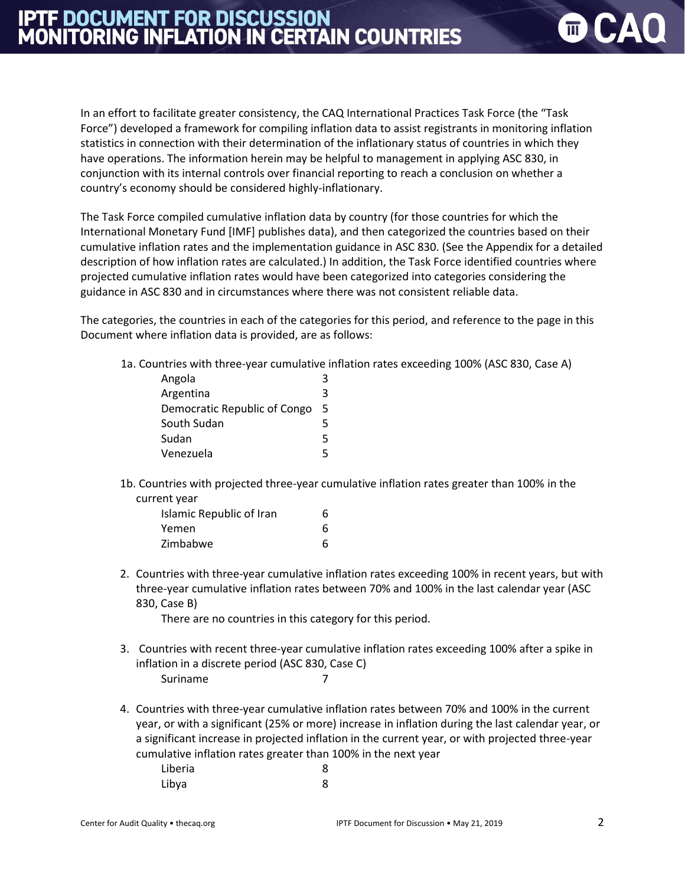In an effort to facilitate greater consistency, the CAQ International Practices Task Force (the "Task Force") developed a framework for compiling inflation data to assist registrants in monitoring inflation statistics in connection with their determination of the inflationary status of countries in which they have operations. The information herein may be helpful to management in applying ASC 830, in conjunction with its internal controls over financial reporting to reach a conclusion on whether a country's economy should be considered highly-inflationary.

The Task Force compiled cumulative inflation data by country (for those countries for which the International Monetary Fund [IMF] publishes data), and then categorized the countries based on their cumulative inflation rates and the implementation guidance in ASC 830. (See the Appendix for a detailed description of how inflation rates are calculated.) In addition, the Task Force identified countries where projected cumulative inflation rates would have been categorized into categories considering the guidance in ASC 830 and in circumstances where there was not consistent reliable data.

The categories, the countries in each of the categories for this period, and reference to the page in this Document where inflation data is provided, are as follows:

1a. Countries with three-year cumulative inflation rates exceeding 100% (ASC 830, Case A)

| Country | Page |
|---|---|
| Angola | 3 |
| Argentina | 3 |
| Democratic Republic of Congo | 5 |
| South Sudan | 5 |
| Sudan | 5 |
| Venezuela | 5 |

1b. Countries with projected three-year cumulative inflation rates greater than 100% in the current year

| Country | Page |
|---|---|
| Islamic Republic of Iran | 6 |
| Yemen | 6 |
| Zimbabwe | 6 |

2. Countries with three-year cumulative inflation rates exceeding 100% in recent years, but with three-year cumulative inflation rates between 70% and 100% in the last calendar year (ASC 830, Case B)

   There are no countries in this category for this period.

3. Countries with recent three-year cumulative inflation rates exceeding 100% after a spike in inflation in a discrete period (ASC 830, Case C)

| Country | Page |
|---|---|
| Suriname | 7 |

4. Countries with three-year cumulative inflation rates between 70% and 100% in the current year, or with a significant (25% or more) increase in inflation during the last calendar year, or a significant increase in projected inflation in the current year, or with projected three-year cumulative inflation rates greater than 100% in the next year

| Country | Page |
|---|---|
| Liberia | 8 |
| Libya | 8 |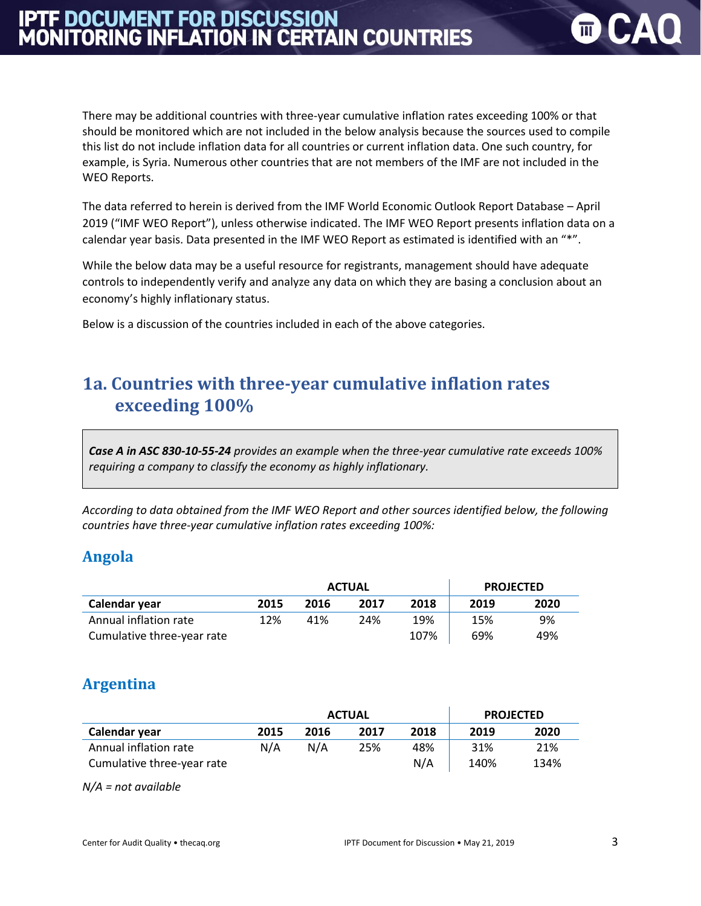There may be additional countries with three-year cumulative inflation rates exceeding 100% or that should be monitored which are not included in the below analysis because the sources used to compile this list do not include inflation data for all countries or current inflation data. One such country, for example, is Syria. Numerous other countries that are not members of the IMF are not included in the WEO Reports.

The data referred to herein is derived from the IMF World Economic Outlook Report Database – April 2019 ("IMF WEO Report"), unless otherwise indicated. The IMF WEO Report presents inflation data on a calendar year basis. Data presented in the IMF WEO Report as estimated is identified with an "*".

While the below data may be a useful resource for registrants, management should have adequate controls to independently verify and analyze any data on which they are basing a conclusion about an economy's highly inflationary status.

Below is a discussion of the countries included in each of the above categories.

## 1a. Countries with three-year cumulative inflation rates exceeding 100%

> ***Case A in ASC 830-10-55-24*** *provides an example when the three-year cumulative rate exceeds 100% requiring a company to classify the economy as highly inflationary.*

*According to data obtained from the IMF WEO Report and other sources identified below, the following countries have three-year cumulative inflation rates exceeding 100%:*

### Angola

| | ACTUAL | | | | PROJECTED | |
|---|---|---|---|---|---|---|
| **Calendar year** | **2015** | **2016** | **2017** | **2018** | **2019** | **2020** |
| Annual inflation rate | 12% | 41% | 24% | 19% | 15% | 9% |
| Cumulative three-year rate | | | | 107% | 69% | 49% |

### Argentina

| | ACTUAL | | | | PROJECTED | |
|---|---|---|---|---|---|---|
| **Calendar year** | **2015** | **2016** | **2017** | **2018** | **2019** | **2020** |
| Annual inflation rate | N/A | N/A | 25% | 48% | 31% | 21% |
| Cumulative three-year rate | | | | N/A | 140% | 134% |

*N/A = not available*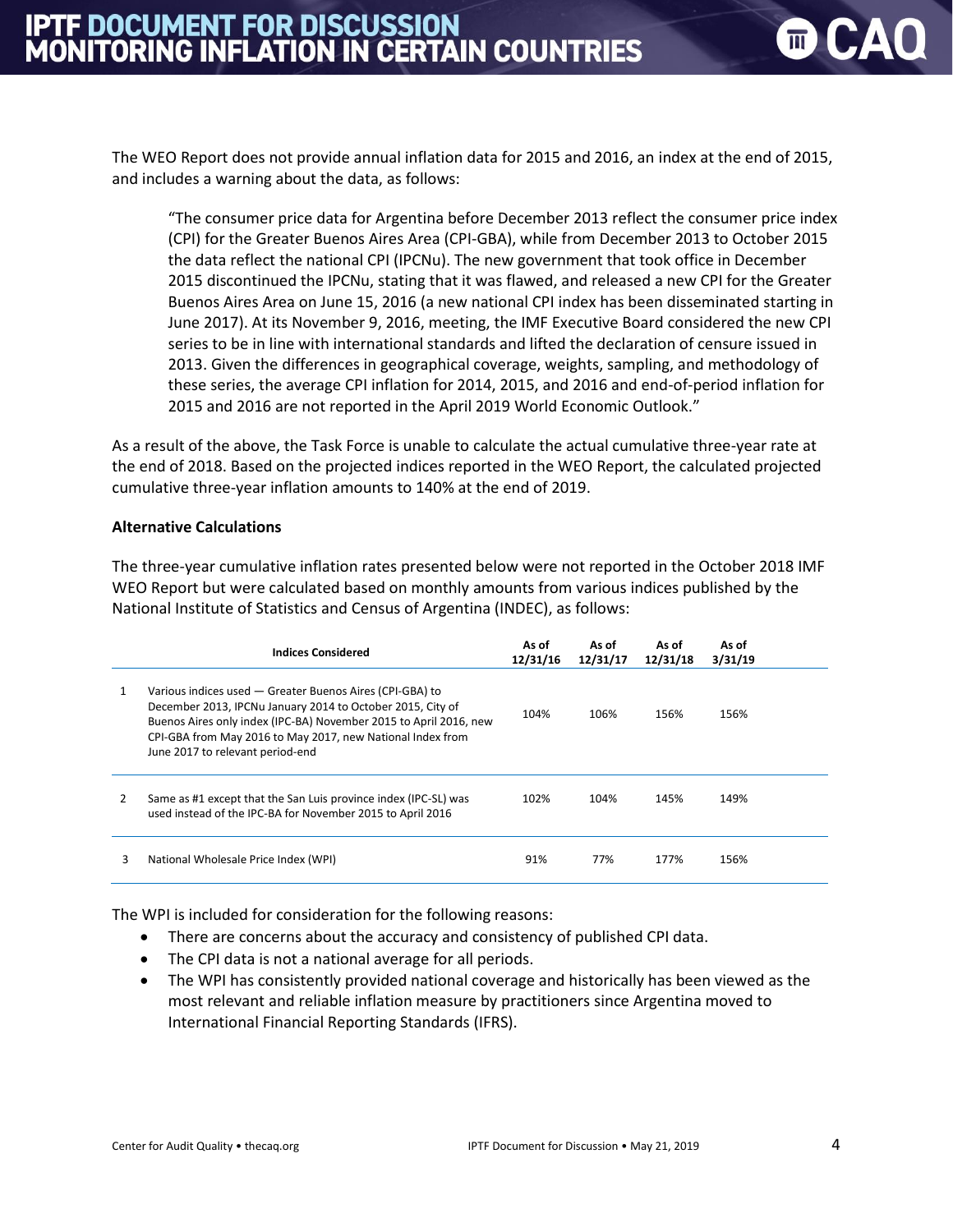The WEO Report does not provide annual inflation data for 2015 and 2016, an index at the end of 2015, and includes a warning about the data, as follows:

> "The consumer price data for Argentina before December 2013 reflect the consumer price index (CPI) for the Greater Buenos Aires Area (CPI-GBA), while from December 2013 to October 2015 the data reflect the national CPI (IPCNu). The new government that took office in December 2015 discontinued the IPCNu, stating that it was flawed, and released a new CPI for the Greater Buenos Aires Area on June 15, 2016 (a new national CPI index has been disseminated starting in June 2017). At its November 9, 2016, meeting, the IMF Executive Board considered the new CPI series to be in line with international standards and lifted the declaration of censure issued in 2013. Given the differences in geographical coverage, weights, sampling, and methodology of these series, the average CPI inflation for 2014, 2015, and 2016 and end-of-period inflation for 2015 and 2016 are not reported in the April 2019 World Economic Outlook."

As a result of the above, the Task Force is unable to calculate the actual cumulative three-year rate at the end of 2018. Based on the projected indices reported in the WEO Report, the calculated projected cumulative three-year inflation amounts to 140% at the end of 2019.

**Alternative Calculations**

The three-year cumulative inflation rates presented below were not reported in the October 2018 IMF WEO Report but were calculated based on monthly amounts from various indices published by the National Institute of Statistics and Census of Argentina (INDEC), as follows:

| | Indices Considered | As of 12/31/16 | As of 12/31/17 | As of 12/31/18 | As of 3/31/19 |
|---|---|---|---|---|---|
| 1 | Various indices used — Greater Buenos Aires (CPI-GBA) to December 2013, IPCNu January 2014 to October 2015, City of Buenos Aires only index (IPC-BA) November 2015 to April 2016, new CPI-GBA from May 2016 to May 2017, new National Index from June 2017 to relevant period-end | 104% | 106% | 156% | 156% |
| 2 | Same as #1 except that the San Luis province index (IPC-SL) was used instead of the IPC-BA for November 2015 to April 2016 | 102% | 104% | 145% | 149% |
| 3 | National Wholesale Price Index (WPI) | 91% | 77% | 177% | 156% |

The WPI is included for consideration for the following reasons:

- There are concerns about the accuracy and consistency of published CPI data.
- The CPI data is not a national average for all periods.
- The WPI has consistently provided national coverage and historically has been viewed as the most relevant and reliable inflation measure by practitioners since Argentina moved to International Financial Reporting Standards (IFRS).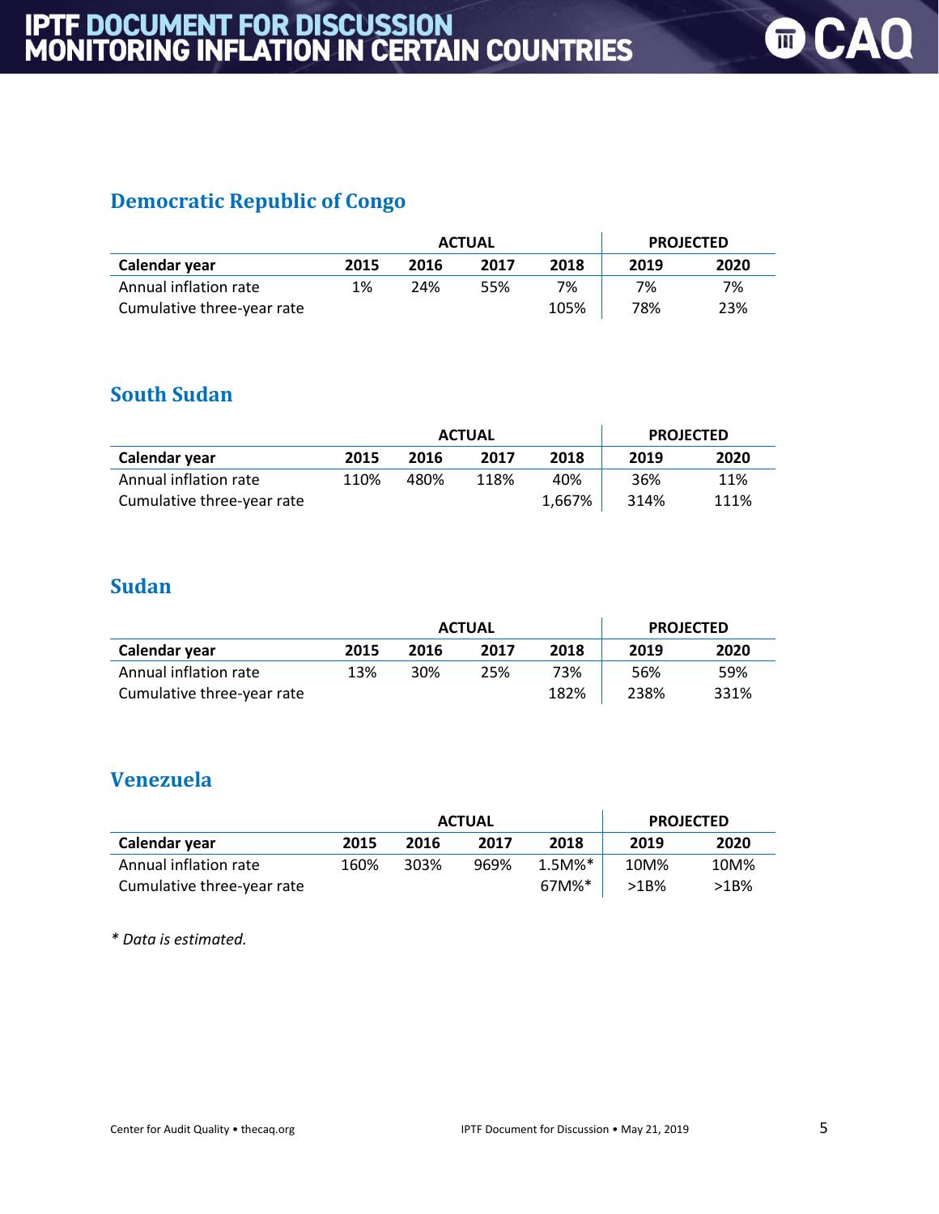## Democratic Republic of Congo

| | ACTUAL | | | | PROJECTED | |
|---|---|---|---|---|---|---|
| **Calendar year** | **2015** | **2016** | **2017** | **2018** | **2019** | **2020** |
| Annual inflation rate | 1% | 24% | 55% | 7% | 7% | 7% |
| Cumulative three-year rate | | | | 105% | 78% | 23% |

## South Sudan

| | ACTUAL | | | | PROJECTED | |
|---|---|---|---|---|---|---|
| **Calendar year** | **2015** | **2016** | **2017** | **2018** | **2019** | **2020** |
| Annual inflation rate | 110% | 480% | 118% | 40% | 36% | 11% |
| Cumulative three-year rate | | | | 1,667% | 314% | 111% |

## Sudan

| | ACTUAL | | | | PROJECTED | |
|---|---|---|---|---|---|---|
| **Calendar year** | **2015** | **2016** | **2017** | **2018** | **2019** | **2020** |
| Annual inflation rate | 13% | 30% | 25% | 73% | 56% | 59% |
| Cumulative three-year rate | | | | 182% | 238% | 331% |

## Venezuela

| | ACTUAL | | | | PROJECTED | |
|---|---|---|---|---|---|---|
| **Calendar year** | **2015** | **2016** | **2017** | **2018** | **2019** | **2020** |
| Annual inflation rate | 160% | 303% | 969% | 1.5M%* | 10M% | 10M% |
| Cumulative three-year rate | | | | 67M%* | >1B% | >1B% |

*\* Data is estimated.*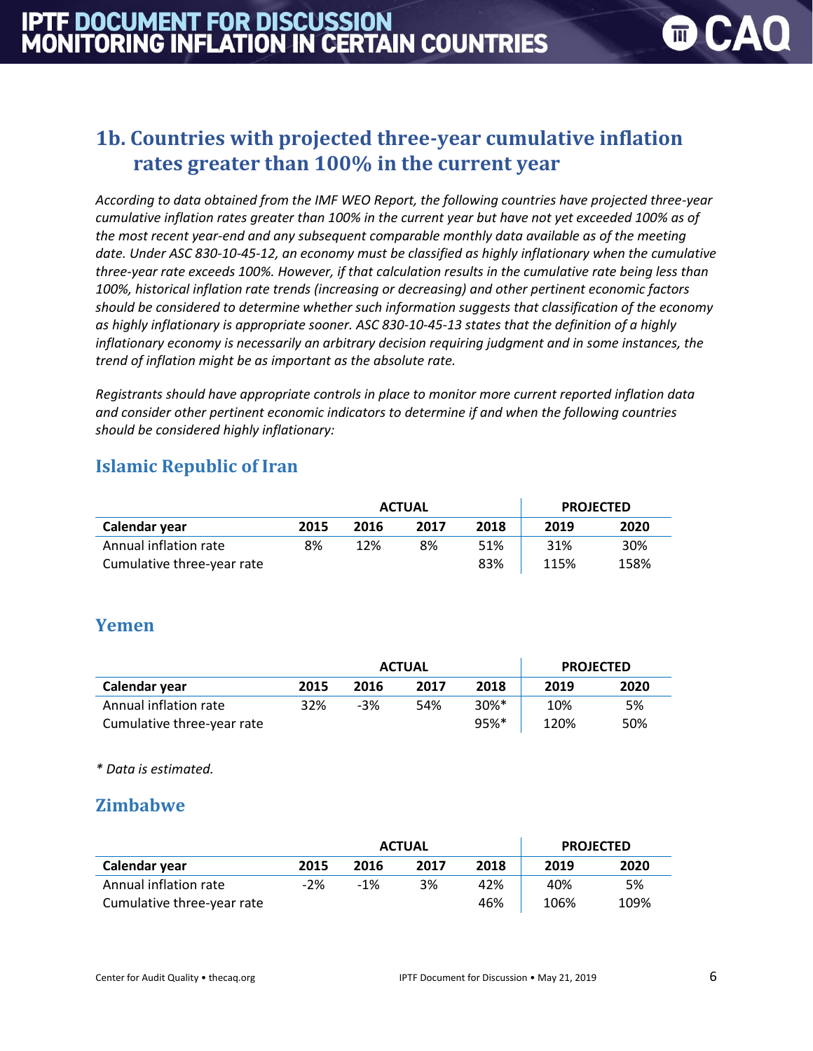## 1b. Countries with projected three-year cumulative inflation rates greater than 100% in the current year

*According to data obtained from the IMF WEO Report, the following countries have projected three-year cumulative inflation rates greater than 100% in the current year but have not yet exceeded 100% as of the most recent year-end and any subsequent comparable monthly data available as of the meeting date. Under ASC 830-10-45-12, an economy must be classified as highly inflationary when the cumulative three-year rate exceeds 100%. However, if that calculation results in the cumulative rate being less than 100%, historical inflation rate trends (increasing or decreasing) and other pertinent economic factors should be considered to determine whether such information suggests that classification of the economy as highly inflationary is appropriate sooner. ASC 830-10-45-13 states that the definition of a highly inflationary economy is necessarily an arbitrary decision requiring judgment and in some instances, the trend of inflation might be as important as the absolute rate.*

*Registrants should have appropriate controls in place to monitor more current reported inflation data and consider other pertinent economic indicators to determine if and when the following countries should be considered highly inflationary:*

### Islamic Republic of Iran

| | ACTUAL | | | | PROJECTED | |
|---|---|---|---|---|---|---|
| **Calendar year** | **2015** | **2016** | **2017** | **2018** | **2019** | **2020** |
| Annual inflation rate | 8% | 12% | 8% | 51% | 31% | 30% |
| Cumulative three-year rate | | | | 83% | 115% | 158% |

### Yemen

| | ACTUAL | | | | PROJECTED | |
|---|---|---|---|---|---|---|
| **Calendar year** | **2015** | **2016** | **2017** | **2018** | **2019** | **2020** |
| Annual inflation rate | 32% | -3% | 54% | 30%* | 10% | 5% |
| Cumulative three-year rate | | | | 95%* | 120% | 50% |

*\* Data is estimated.*

### Zimbabwe

| | ACTUAL | | | | PROJECTED | |
|---|---|---|---|---|---|---|
| **Calendar year** | **2015** | **2016** | **2017** | **2018** | **2019** | **2020** |
| Annual inflation rate | -2% | -1% | 3% | 42% | 40% | 5% |
| Cumulative three-year rate | | | | 46% | 106% | 109% |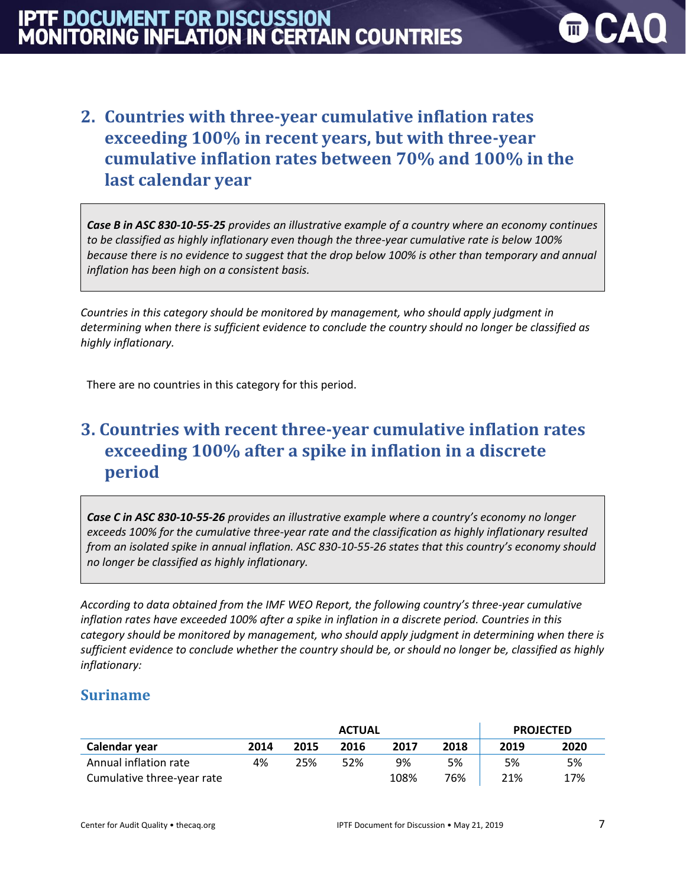## 2. Countries with three-year cumulative inflation rates exceeding 100% in recent years, but with three-year cumulative inflation rates between 70% and 100% in the last calendar year

***Case B in ASC 830-10-55-25*** *provides an illustrative example of a country where an economy continues to be classified as highly inflationary even though the three-year cumulative rate is below 100% because there is no evidence to suggest that the drop below 100% is other than temporary and annual inflation has been high on a consistent basis.*

*Countries in this category should be monitored by management, who should apply judgment in determining when there is sufficient evidence to conclude the country should no longer be classified as highly inflationary.*

There are no countries in this category for this period.

## 3. Countries with recent three-year cumulative inflation rates exceeding 100% after a spike in inflation in a discrete period

***Case C in ASC 830-10-55-26*** *provides an illustrative example where a country's economy no longer exceeds 100% for the cumulative three-year rate and the classification as highly inflationary resulted from an isolated spike in annual inflation. ASC 830-10-55-26 states that this country's economy should no longer be classified as highly inflationary.*

*According to data obtained from the IMF WEO Report, the following country's three-year cumulative inflation rates have exceeded 100% after a spike in inflation in a discrete period. Countries in this category should be monitored by management, who should apply judgment in determining when there is sufficient evidence to conclude whether the country should be, or should no longer be, classified as highly inflationary:*

### Suriname

| | ACTUAL | | | | | PROJECTED | |
|---|---|---|---|---|---|---|---|
| **Calendar year** | **2014** | **2015** | **2016** | **2017** | **2018** | **2019** | **2020** |
| Annual inflation rate | 4% | 25% | 52% | 9% | 5% | 5% | 5% |
| Cumulative three-year rate | | | | 108% | 76% | 21% | 17% |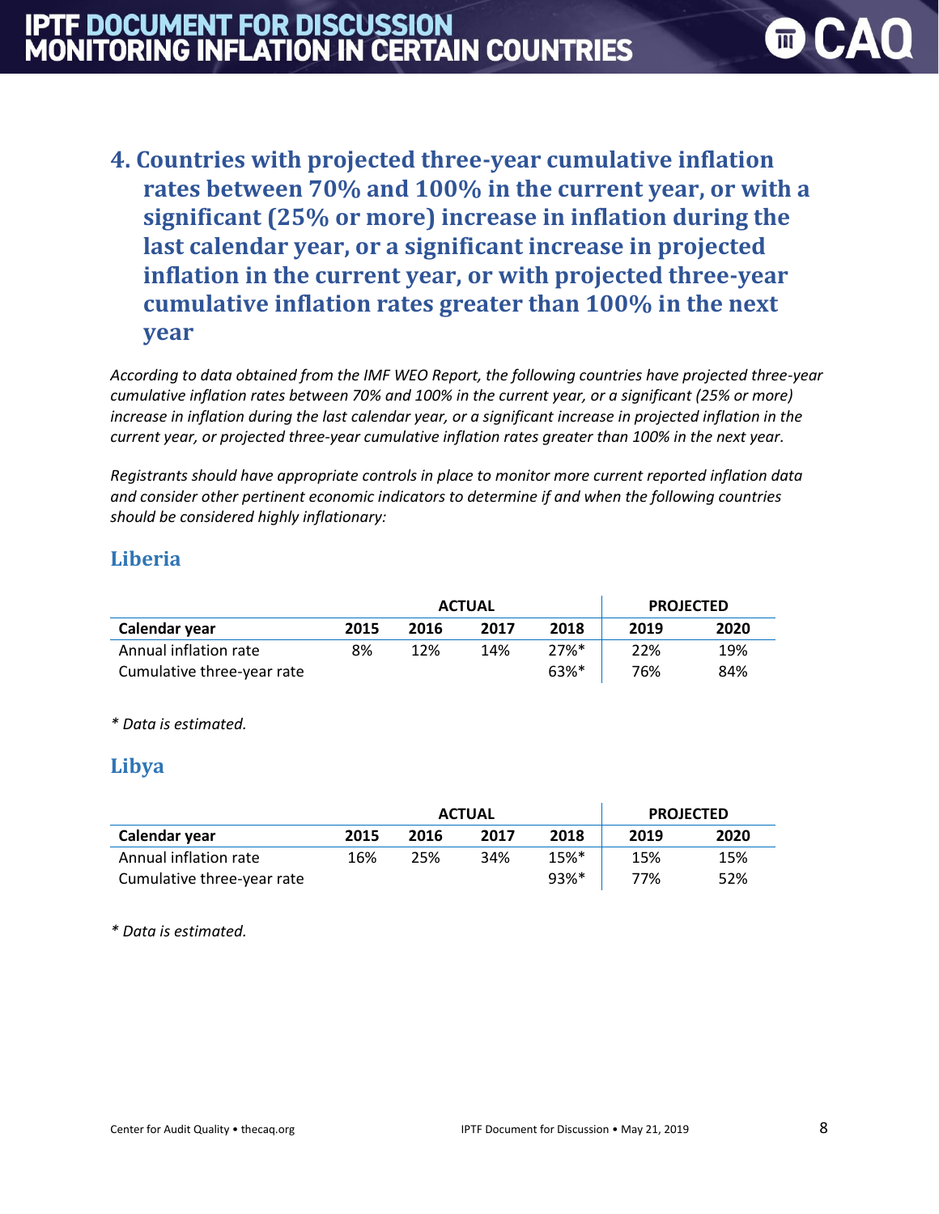## 4. Countries with projected three-year cumulative inflation rates between 70% and 100% in the current year, or with a significant (25% or more) increase in inflation during the last calendar year, or a significant increase in projected inflation in the current year, or with projected three-year cumulative inflation rates greater than 100% in the next year

*According to data obtained from the IMF WEO Report, the following countries have projected three-year cumulative inflation rates between 70% and 100% in the current year, or a significant (25% or more) increase in inflation during the last calendar year, or a significant increase in projected inflation in the current year, or projected three-year cumulative inflation rates greater than 100% in the next year.*

*Registrants should have appropriate controls in place to monitor more current reported inflation data and consider other pertinent economic indicators to determine if and when the following countries should be considered highly inflationary:*

### Liberia

| | ACTUAL | | | | PROJECTED | |
|---|---|---|---|---|---|---|
| **Calendar year** | **2015** | **2016** | **2017** | **2018** | **2019** | **2020** |
| Annual inflation rate | 8% | 12% | 14% | 27%* | 22% | 19% |
| Cumulative three-year rate | | | | 63%* | 76% | 84% |

*\* Data is estimated.*

### Libya

| | ACTUAL | | | | PROJECTED | |
|---|---|---|---|---|---|---|
| **Calendar year** | **2015** | **2016** | **2017** | **2018** | **2019** | **2020** |
| Annual inflation rate | 16% | 25% | 34% | 15%* | 15% | 15% |
| Cumulative three-year rate | | | | 93%* | 77% | 52% |

*\* Data is estimated.*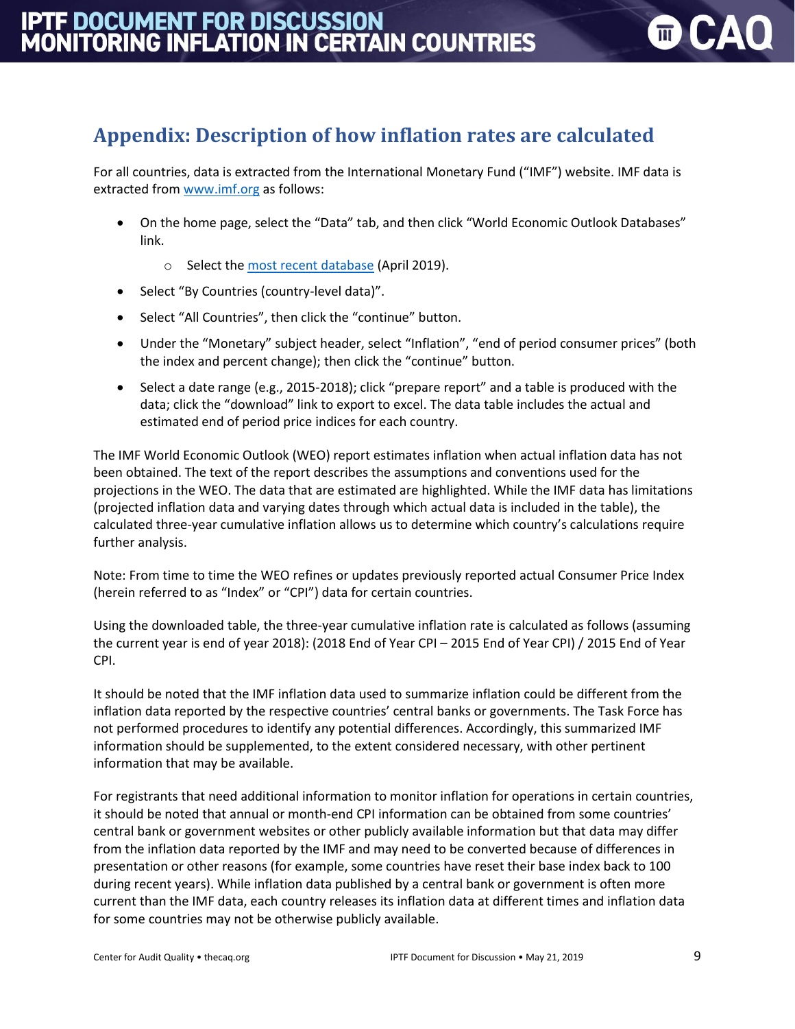## Appendix: Description of how inflation rates are calculated

For all countries, data is extracted from the International Monetary Fund ("IMF") website. IMF data is extracted from www.imf.org as follows:

- On the home page, select the "Data" tab, and then click "World Economic Outlook Databases" link.
  - Select the most recent database (April 2019).
- Select "By Countries (country-level data)".
- Select "All Countries", then click the "continue" button.
- Under the "Monetary" subject header, select "Inflation", "end of period consumer prices" (both the index and percent change); then click the "continue" button.
- Select a date range (e.g., 2015-2018); click "prepare report" and a table is produced with the data; click the "download" link to export to excel. The data table includes the actual and estimated end of period price indices for each country.

The IMF World Economic Outlook (WEO) report estimates inflation when actual inflation data has not been obtained. The text of the report describes the assumptions and conventions used for the projections in the WEO. The data that are estimated are highlighted. While the IMF data has limitations (projected inflation data and varying dates through which actual data is included in the table), the calculated three-year cumulative inflation allows us to determine which country's calculations require further analysis.

Note: From time to time the WEO refines or updates previously reported actual Consumer Price Index (herein referred to as "Index" or "CPI") data for certain countries.

Using the downloaded table, the three-year cumulative inflation rate is calculated as follows (assuming the current year is end of year 2018): (2018 End of Year CPI – 2015 End of Year CPI) / 2015 End of Year CPI.

It should be noted that the IMF inflation data used to summarize inflation could be different from the inflation data reported by the respective countries' central banks or governments. The Task Force has not performed procedures to identify any potential differences. Accordingly, this summarized IMF information should be supplemented, to the extent considered necessary, with other pertinent information that may be available.

For registrants that need additional information to monitor inflation for operations in certain countries, it should be noted that annual or month-end CPI information can be obtained from some countries' central bank or government websites or other publicly available information but that data may differ from the inflation data reported by the IMF and may need to be converted because of differences in presentation or other reasons (for example, some countries have reset their base index back to 100 during recent years). While inflation data published by a central bank or government is often more current than the IMF data, each country releases its inflation data at different times and inflation data for some countries may not be otherwise publicly available.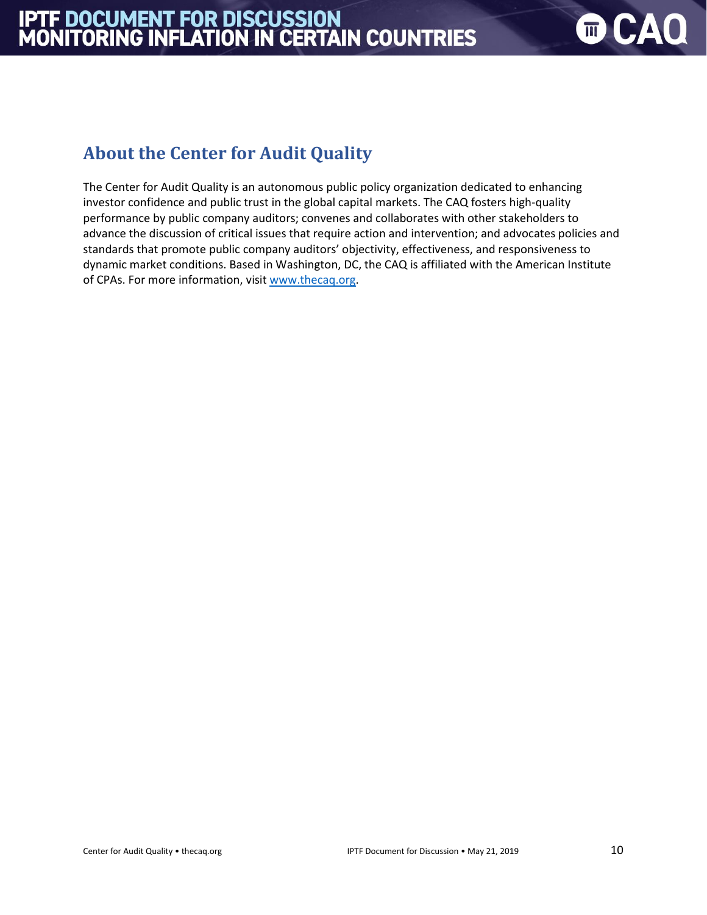## About the Center for Audit Quality

The Center for Audit Quality is an autonomous public policy organization dedicated to enhancing investor confidence and public trust in the global capital markets. The CAQ fosters high-quality performance by public company auditors; convenes and collaborates with other stakeholders to advance the discussion of critical issues that require action and intervention; and advocates policies and standards that promote public company auditors' objectivity, effectiveness, and responsiveness to dynamic market conditions. Based in Washington, DC, the CAQ is affiliated with the American Institute of CPAs. For more information, visit www.thecaq.org.